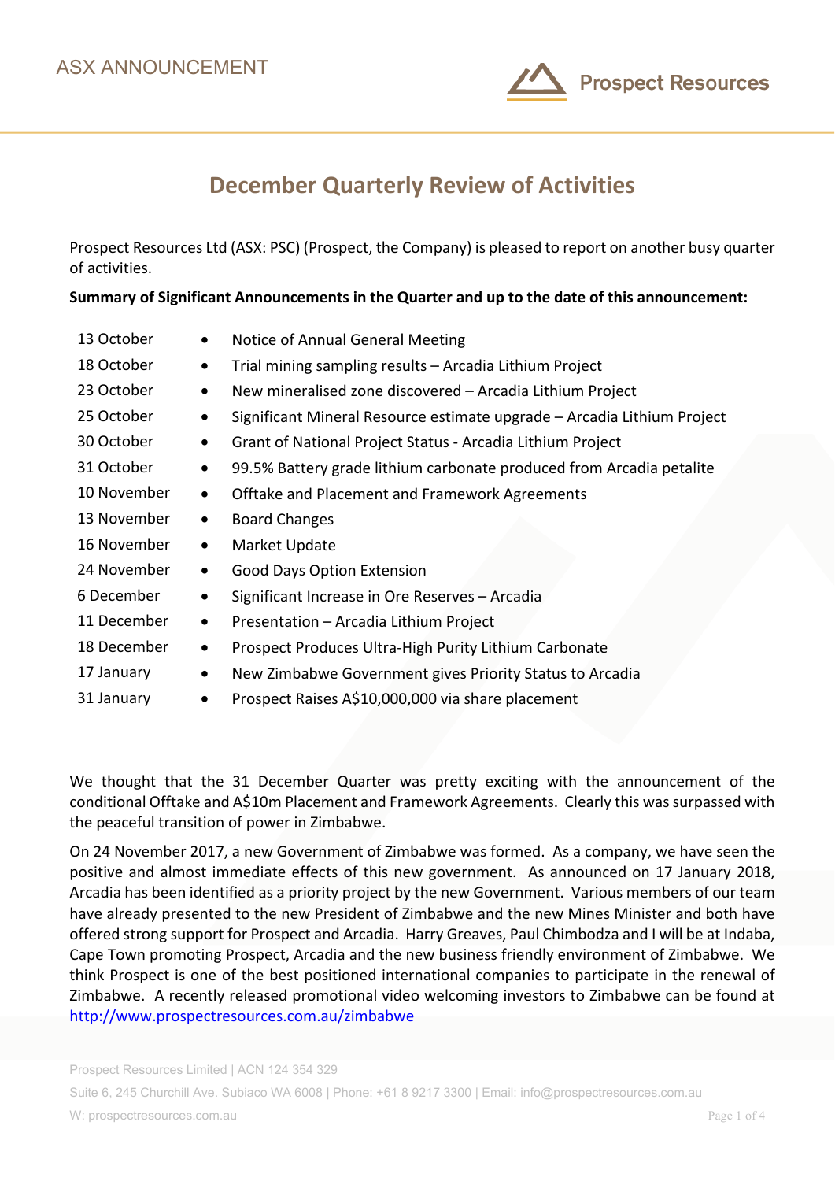ASX ANNOUNCEMENT

# December Quarterly Review of Activities

Prospect Resources Ltd (ASX: PSC) (Prospect, the Company) is pleased to report on another busy quarter of activities.

**Summary of Significant Announcements in the Quarter and up to the date of this announcement:**

| | |
|---|---|
| 13 October | • Notice of Annual General Meeting |
| 18 October | • Trial mining sampling results – Arcadia Lithium Project |
| 23 October | • New mineralised zone discovered – Arcadia Lithium Project |
| 25 October | • Significant Mineral Resource estimate upgrade – Arcadia Lithium Project |
| 30 October | • Grant of National Project Status - Arcadia Lithium Project |
| 31 October | • 99.5% Battery grade lithium carbonate produced from Arcadia petalite |
| 10 November | • Offtake and Placement and Framework Agreements |
| 13 November | • Board Changes |
| 16 November | • Market Update |
| 24 November | • Good Days Option Extension |
| 6 December | • Significant Increase in Ore Reserves – Arcadia |
| 11 December | • Presentation – Arcadia Lithium Project |
| 18 December | • Prospect Produces Ultra-High Purity Lithium Carbonate |
| 17 January | • New Zimbabwe Government gives Priority Status to Arcadia |
| 31 January | • Prospect Raises A$10,000,000 via share placement |

We thought that the 31 December Quarter was pretty exciting with the announcement of the conditional Offtake and A$10m Placement and Framework Agreements. Clearly this was surpassed with the peaceful transition of power in Zimbabwe.

On 24 November 2017, a new Government of Zimbabwe was formed. As a company, we have seen the positive and almost immediate effects of this new government. As announced on 17 January 2018, Arcadia has been identified as a priority project by the new Government. Various members of our team have already presented to the new President of Zimbabwe and the new Mines Minister and both have offered strong support for Prospect and Arcadia. Harry Greaves, Paul Chimbodza and I will be at Indaba, Cape Town promoting Prospect, Arcadia and the new business friendly environment of Zimbabwe. We think Prospect is one of the best positioned international companies to participate in the renewal of Zimbabwe. A recently released promotional video welcoming investors to Zimbabwe can be found at http://www.prospectresources.com.au/zimbabwe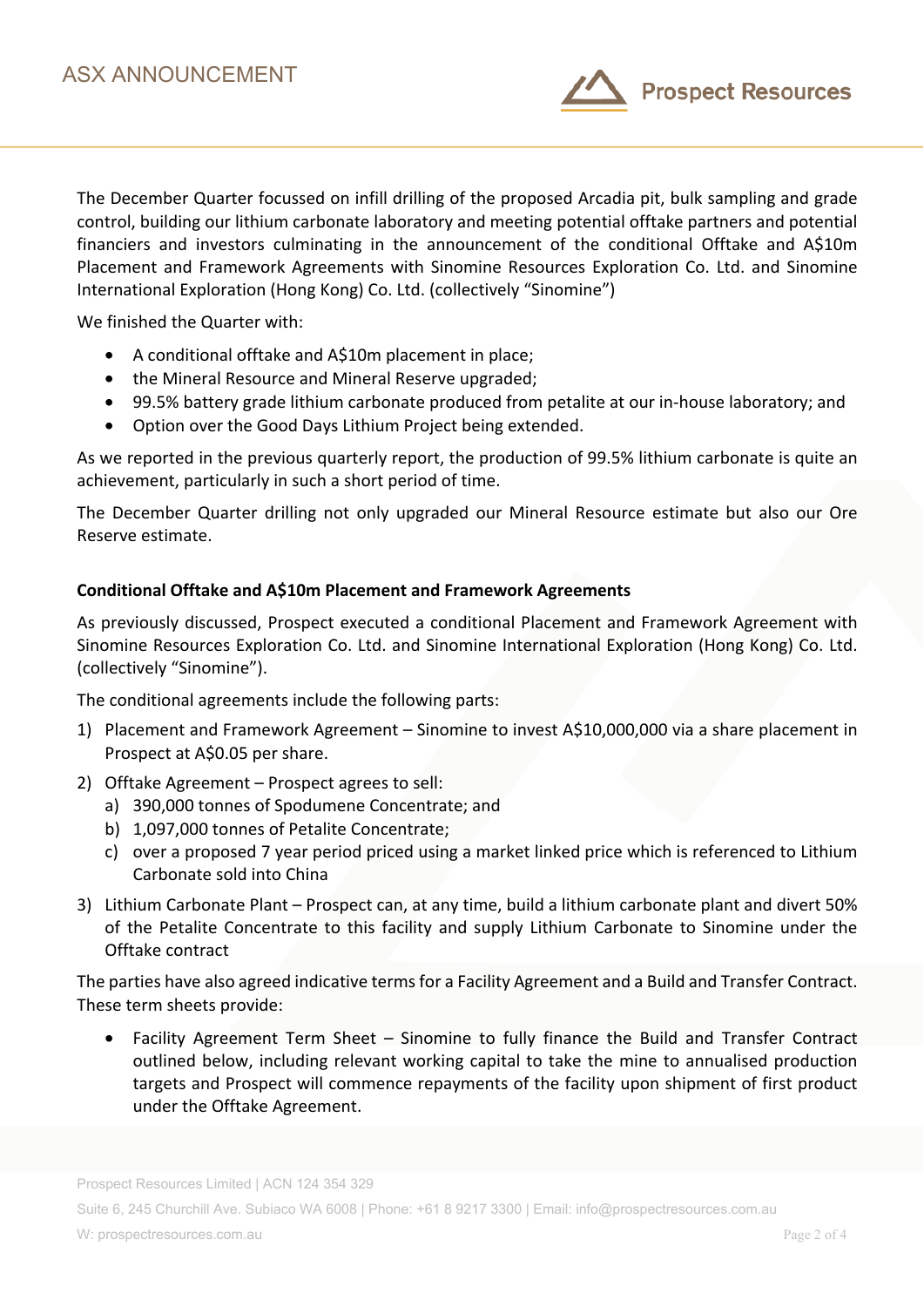The December Quarter focussed on infill drilling of the proposed Arcadia pit, bulk sampling and grade control, building our lithium carbonate laboratory and meeting potential offtake partners and potential financiers and investors culminating in the announcement of the conditional Offtake and A$10m Placement and Framework Agreements with Sinomine Resources Exploration Co. Ltd. and Sinomine International Exploration (Hong Kong) Co. Ltd. (collectively "Sinomine")

We finished the Quarter with:

- A conditional offtake and A$10m placement in place;
- the Mineral Resource and Mineral Reserve upgraded;
- 99.5% battery grade lithium carbonate produced from petalite at our in-house laboratory; and
- Option over the Good Days Lithium Project being extended.

As we reported in the previous quarterly report, the production of 99.5% lithium carbonate is quite an achievement, particularly in such a short period of time.

The December Quarter drilling not only upgraded our Mineral Resource estimate but also our Ore Reserve estimate.

**Conditional Offtake and A$10m Placement and Framework Agreements**

As previously discussed, Prospect executed a conditional Placement and Framework Agreement with Sinomine Resources Exploration Co. Ltd. and Sinomine International Exploration (Hong Kong) Co. Ltd. (collectively "Sinomine").

The conditional agreements include the following parts:

1) Placement and Framework Agreement – Sinomine to invest A$10,000,000 via a share placement in Prospect at A$0.05 per share.
2) Offtake Agreement – Prospect agrees to sell:
   a) 390,000 tonnes of Spodumene Concentrate; and
   b) 1,097,000 tonnes of Petalite Concentrate;
   c) over a proposed 7 year period priced using a market linked price which is referenced to Lithium Carbonate sold into China
3) Lithium Carbonate Plant – Prospect can, at any time, build a lithium carbonate plant and divert 50% of the Petalite Concentrate to this facility and supply Lithium Carbonate to Sinomine under the Offtake contract

The parties have also agreed indicative terms for a Facility Agreement and a Build and Transfer Contract. These term sheets provide:

- Facility Agreement Term Sheet – Sinomine to fully finance the Build and Transfer Contract outlined below, including relevant working capital to take the mine to annualised production targets and Prospect will commence repayments of the facility upon shipment of first product under the Offtake Agreement.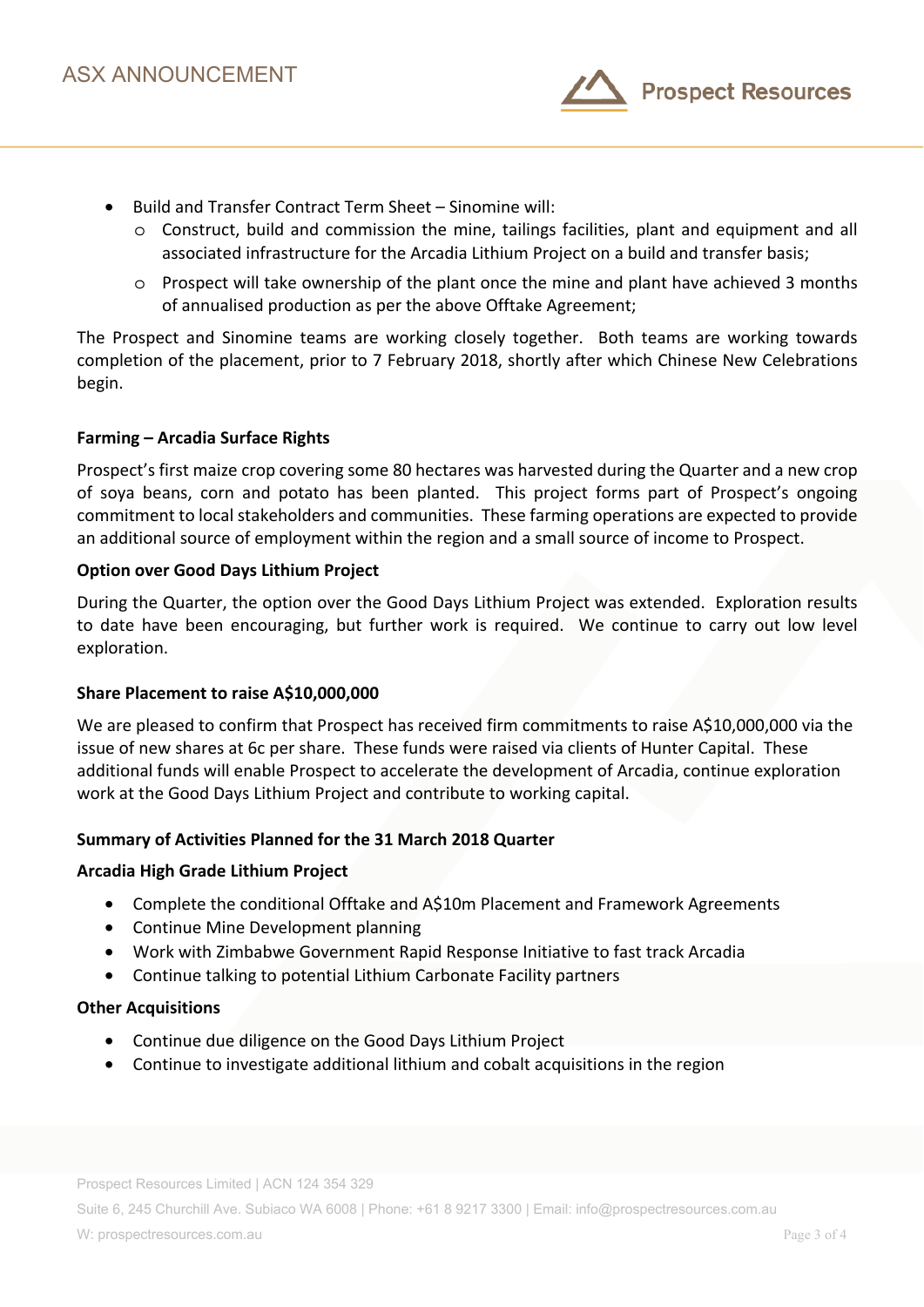- Build and Transfer Contract Term Sheet – Sinomine will:
  - Construct, build and commission the mine, tailings facilities, plant and equipment and all associated infrastructure for the Arcadia Lithium Project on a build and transfer basis;
  - Prospect will take ownership of the plant once the mine and plant have achieved 3 months of annualised production as per the above Offtake Agreement;

The Prospect and Sinomine teams are working closely together. Both teams are working towards completion of the placement, prior to 7 February 2018, shortly after which Chinese New Celebrations begin.

**Farming – Arcadia Surface Rights**

Prospect's first maize crop covering some 80 hectares was harvested during the Quarter and a new crop of soya beans, corn and potato has been planted. This project forms part of Prospect's ongoing commitment to local stakeholders and communities. These farming operations are expected to provide an additional source of employment within the region and a small source of income to Prospect.

**Option over Good Days Lithium Project**

During the Quarter, the option over the Good Days Lithium Project was extended. Exploration results to date have been encouraging, but further work is required. We continue to carry out low level exploration.

**Share Placement to raise A$10,000,000**

We are pleased to confirm that Prospect has received firm commitments to raise A$10,000,000 via the issue of new shares at 6c per share. These funds were raised via clients of Hunter Capital. These additional funds will enable Prospect to accelerate the development of Arcadia, continue exploration work at the Good Days Lithium Project and contribute to working capital.

**Summary of Activities Planned for the 31 March 2018 Quarter**

**Arcadia High Grade Lithium Project**

- Complete the conditional Offtake and A$10m Placement and Framework Agreements
- Continue Mine Development planning
- Work with Zimbabwe Government Rapid Response Initiative to fast track Arcadia
- Continue talking to potential Lithium Carbonate Facility partners

**Other Acquisitions**

- Continue due diligence on the Good Days Lithium Project
- Continue to investigate additional lithium and cobalt acquisitions in the region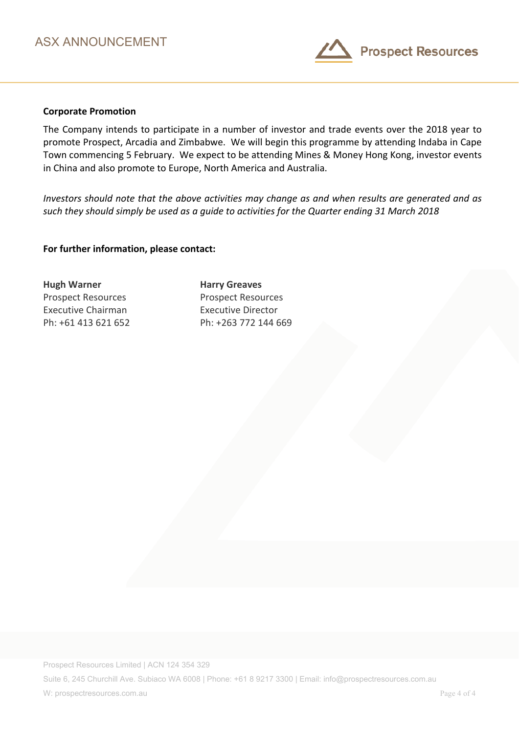**Corporate Promotion**

The Company intends to participate in a number of investor and trade events over the 2018 year to promote Prospect, Arcadia and Zimbabwe. We will begin this programme by attending Indaba in Cape Town commencing 5 February. We expect to be attending Mines & Money Hong Kong, investor events in China and also promote to Europe, North America and Australia.

*Investors should note that the above activities may change as and when results are generated and as such they should simply be used as a guide to activities for the Quarter ending 31 March 2018*

**For further information, please contact:**

**Hugh Warner**
Prospect Resources
Executive Chairman
Ph: +61 413 621 652

**Harry Greaves**
Prospect Resources
Executive Director
Ph: +263 772 144 669